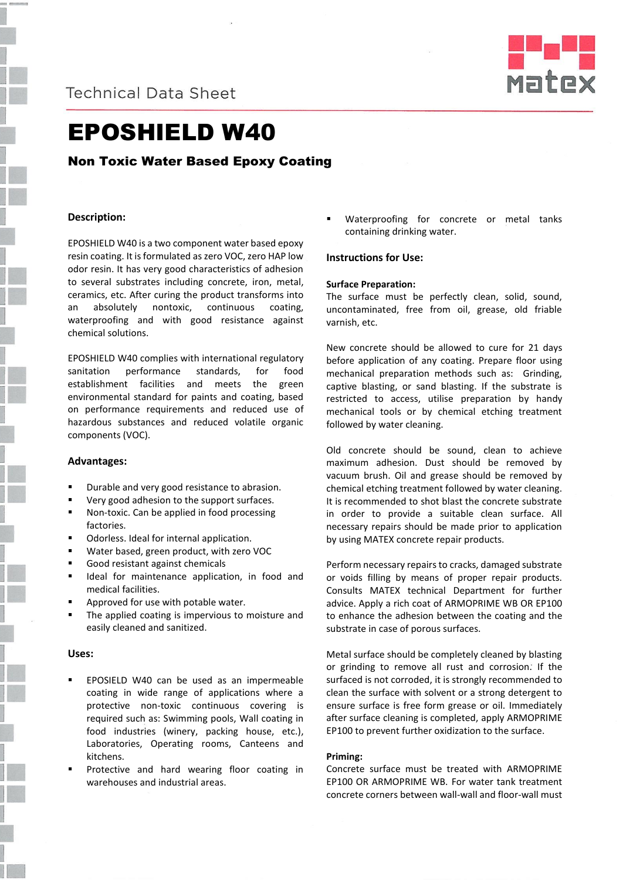Technical Data Sheet

# EPOSHIELD W40

## Non Toxic Water Based Epoxy Coating

### Description:

EPOSHIELD W40 is a two component water based epoxy resin coating. It is formulated as zero VOC, zero HAP low odor resin. It has very good characteristics of adhesion to several substrates including concrete, iron, metal, ceramics, etc. After curing the product transforms into an absolutely nontoxic, continuous coating, waterproofing and with good resistance against chemical solutions.

EPOSHIELD W40 complies with international regulatory sanitation performance standards, for food establishment facilities and meets the green environmental standard for paints and coating, based on performance requirements and reduced use of hazardous substances and reduced volatile organic components (VOC).

### Advantages:

- Durable and very good resistance to abrasion.
- Very good adhesion to the support surfaces.
- Non-toxic. Can be applied in food processing factories.
- Odorless. Ideal for internal application.
- Water based, green product, with zero VOC
- Good resistant against chemicals
- Ideal for maintenance application, in food and medical facilities.
- Approved for use with potable water.
- The applied coating is impervious to moisture and easily cleaned and sanitized.

### Uses:

- EPOSIELD W40 can be used as an impermeable coating in wide range of applications where a protective non-toxic continuous covering is required such as: Swimming pools, Wall coating in food industries (winery, packing house, etc.), Laboratories, Operating rooms, Canteens and kitchens.
- Protective and hard wearing floor coating in warehouses and industrial areas.
- Waterproofing for concrete or metal tanks containing drinking water.

### Instructions for Use:

**Surface Preparation:**

The surface must be perfectly clean, solid, sound, uncontaminated, free from oil, grease, old friable varnish, etc.

New concrete should be allowed to cure for 21 days before application of any coating. Prepare floor using mechanical preparation methods such as: Grinding, captive blasting, or sand blasting. If the substrate is restricted to access, utilise preparation by handy mechanical tools or by chemical etching treatment followed by water cleaning.

Old concrete should be sound, clean to achieve maximum adhesion. Dust should be removed by vacuum brush. Oil and grease should be removed by chemical etching treatment followed by water cleaning. It is recommended to shot blast the concrete substrate in order to provide a suitable clean surface. All necessary repairs should be made prior to application by using MATEX concrete repair products.

Perform necessary repairs to cracks, damaged substrate or voids filling by means of proper repair products. Consults MATEX technical Department for further advice. Apply a rich coat of ARMOPRIME WB OR EP100 to enhance the adhesion between the coating and the substrate in case of porous surfaces.

Metal surface should be completely cleaned by blasting or grinding to remove all rust and corrosion. If the surfaced is not corroded, it is strongly recommended to clean the surface with solvent or a strong detergent to ensure surface is free form grease or oil. Immediately after surface cleaning is completed, apply ARMOPRIME EP100 to prevent further oxidization to the surface.

**Priming:**

Concrete surface must be treated with ARMOPRIME EP100 OR ARMOPRIME WB. For water tank treatment concrete corners between wall-wall and floor-wall must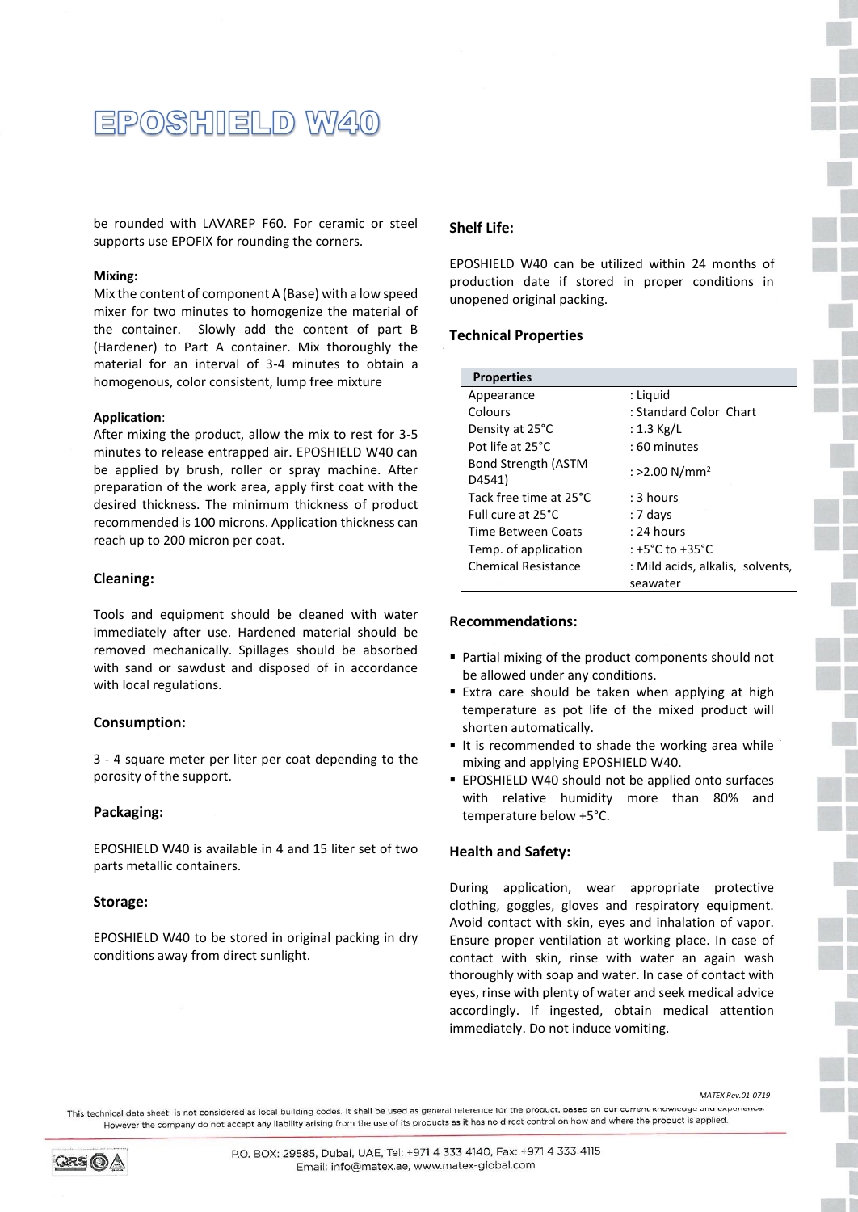# EPOSHIELD W40

be rounded with LAVAREP F60. For ceramic or steel supports use EPOFIX for rounding the corners.

**Mixing:**
Mix the content of component A (Base) with a low speed mixer for two minutes to homogenize the material of the container. Slowly add the content of part B (Hardener) to Part A container. Mix thoroughly the material for an interval of 3-4 minutes to obtain a homogenous, color consistent, lump free mixture

**Application**:
After mixing the product, allow the mix to rest for 3-5 minutes to release entrapped air. EPOSHIELD W40 can be applied by brush, roller or spray machine. After preparation of the work area, apply first coat with the desired thickness. The minimum thickness of product recommended is 100 microns. Application thickness can reach up to 200 micron per coat.

## Cleaning:

Tools and equipment should be cleaned with water immediately after use. Hardened material should be removed mechanically. Spillages should be absorbed with sand or sawdust and disposed of in accordance with local regulations.

## Consumption:

3 - 4 square meter per liter per coat depending to the porosity of the support.

## Packaging:

EPOSHIELD W40 is available in 4 and 15 liter set of two parts metallic containers.

## Storage:

EPOSHIELD W40 to be stored in original packing in dry conditions away from direct sunlight.

## Shelf Life:

EPOSHIELD W40 can be utilized within 24 months of production date if stored in proper conditions in unopened original packing.

## Technical Properties

| Properties | |
|---|---|
| Appearance | : Liquid |
| Colours | : Standard Color Chart |
| Density at 25°C | : 1.3 Kg/L |
| Pot life at 25°C | : 60 minutes |
| Bond Strength (ASTM D4541) | : >2.00 N/mm$^2$ |
| Tack free time at 25°C | : 3 hours |
| Full cure at 25°C | : 7 days |
| Time Between Coats | : 24 hours |
| Temp. of application | : +5°C to +35°C |
| Chemical Resistance | : Mild acids, alkalis, solvents, seawater |

## Recommendations:

- Partial mixing of the product components should not be allowed under any conditions.
- Extra care should be taken when applying at high temperature as pot life of the mixed product will shorten automatically.
- It is recommended to shade the working area while mixing and applying EPOSHIELD W40.
- EPOSHIELD W40 should not be applied onto surfaces with relative humidity more than 80% and temperature below +5°C.

## Health and Safety:

During application, wear appropriate protective clothing, goggles, gloves and respiratory equipment. Avoid contact with skin, eyes and inhalation of vapor. Ensure proper ventilation at working place. In case of contact with skin, rinse with water an again wash thoroughly with soap and water. In case of contact with eyes, rinse with plenty of water and seek medical advice accordingly. If ingested, obtain medical attention immediately. Do not induce vomiting.

*MATEX Rev.01-0719*

This technical data sheet is not considered as local building codes. It shall be used as general reference for the product, based on our current knowledge and experience. However the company do not accept any liability arising from the use of its products as it has no direct control on how and where the product is applied.

P.O. BOX: 29585, Dubai, UAE, Tel: +971 4 333 4140, Fax: +971 4 333 4115
Email: info@matex.ae, www.matex-global.com